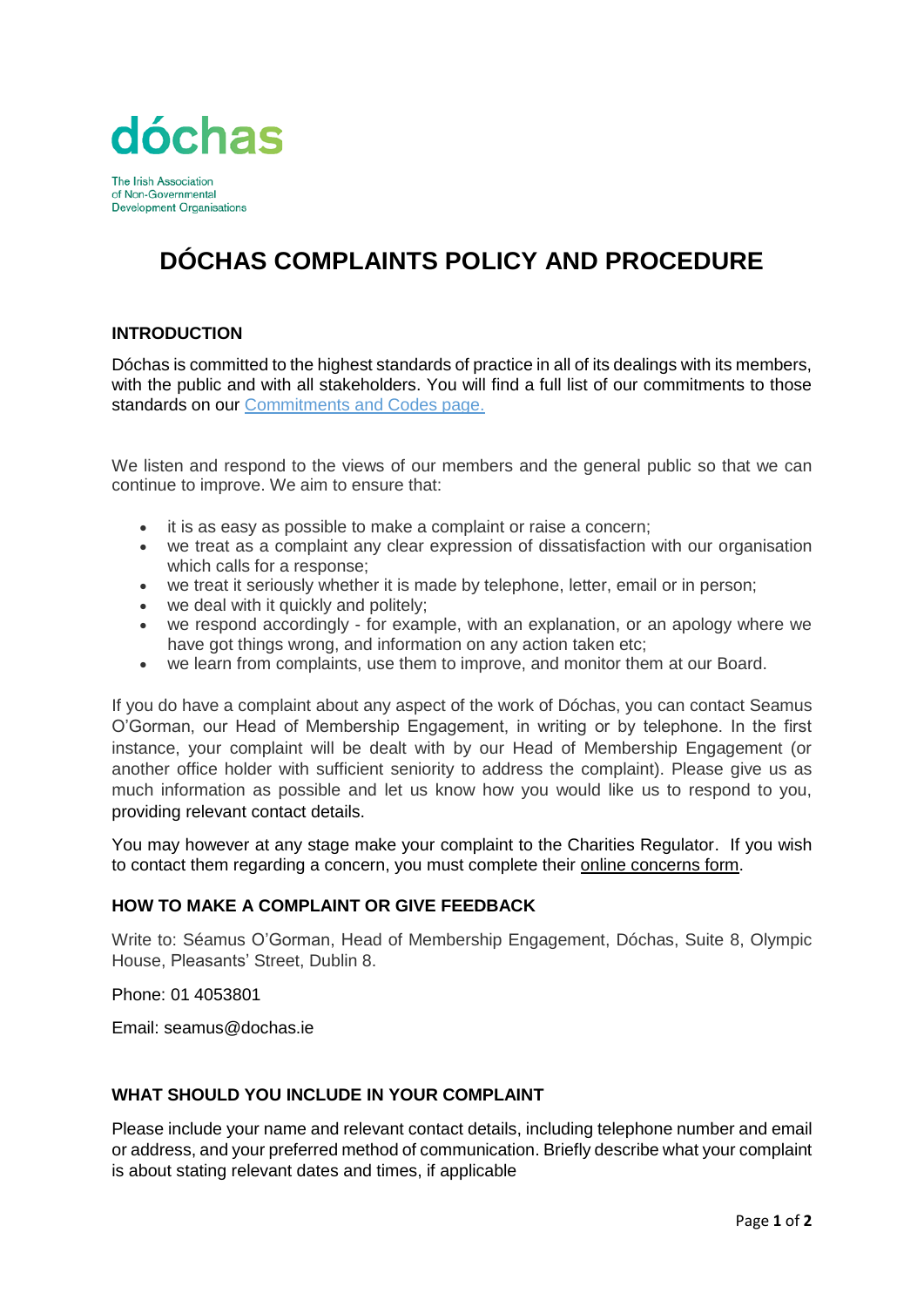dóchas

The Irish Association
of Non-Governmental
Development Organisations

# DÓCHAS COMPLAINTS POLICY AND PROCEDURE

## INTRODUCTION

Dóchas is committed to the highest standards of practice in all of its dealings with its members, with the public and with all stakeholders. You will find a full list of our commitments to those standards on our Commitments and Codes page.

We listen and respond to the views of our members and the general public so that we can continue to improve. We aim to ensure that:

- it is as easy as possible to make a complaint or raise a concern;
- we treat as a complaint any clear expression of dissatisfaction with our organisation which calls for a response;
- we treat it seriously whether it is made by telephone, letter, email or in person;
- we deal with it quickly and politely;
- we respond accordingly - for example, with an explanation, or an apology where we have got things wrong, and information on any action taken etc;
- we learn from complaints, use them to improve, and monitor them at our Board.

If you do have a complaint about any aspect of the work of Dóchas, you can contact Seamus O'Gorman, our Head of Membership Engagement, in writing or by telephone. In the first instance, your complaint will be dealt with by our Head of Membership Engagement (or another office holder with sufficient seniority to address the complaint). Please give us as much information as possible and let us know how you would like us to respond to you, providing relevant contact details.

You may however at any stage make your complaint to the Charities Regulator. If you wish to contact them regarding a concern, you must complete their online concerns form.

## HOW TO MAKE A COMPLAINT OR GIVE FEEDBACK

Write to: Séamus O'Gorman, Head of Membership Engagement, Dóchas, Suite 8, Olympic House, Pleasants' Street, Dublin 8.

Phone: 01 4053801

Email: seamus@dochas.ie

## WHAT SHOULD YOU INCLUDE IN YOUR COMPLAINT

Please include your name and relevant contact details, including telephone number and email or address, and your preferred method of communication. Briefly describe what your complaint is about stating relevant dates and times, if applicable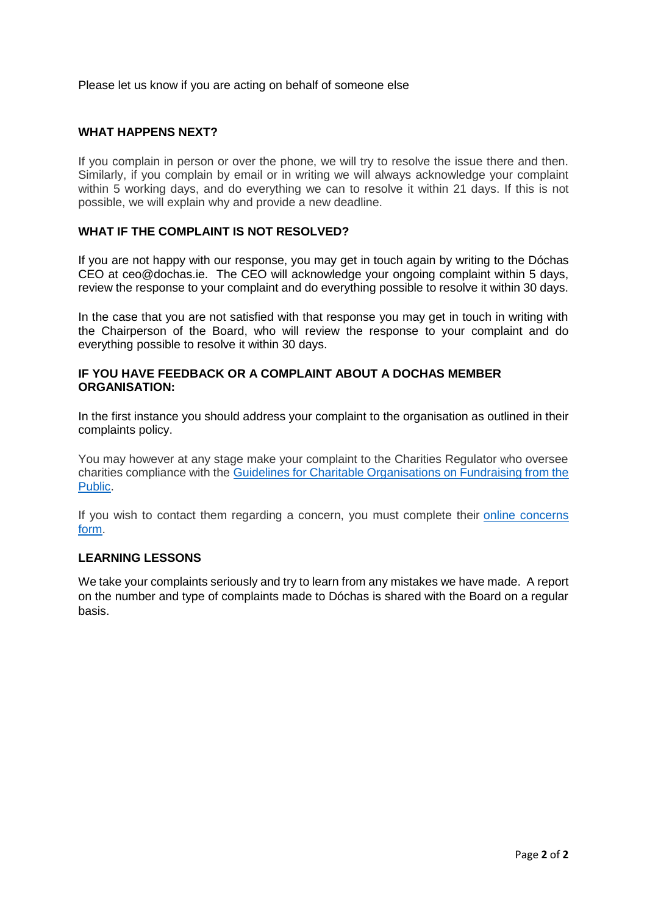Please let us know if you are acting on behalf of someone else

## WHAT HAPPENS NEXT?

If you complain in person or over the phone, we will try to resolve the issue there and then. Similarly, if you complain by email or in writing we will always acknowledge your complaint within 5 working days, and do everything we can to resolve it within 21 days. If this is not possible, we will explain why and provide a new deadline.

## WHAT IF THE COMPLAINT IS NOT RESOLVED?

If you are not happy with our response, you may get in touch again by writing to the Dóchas CEO at ceo@dochas.ie. The CEO will acknowledge your ongoing complaint within 5 days, review the response to your complaint and do everything possible to resolve it within 30 days.

In the case that you are not satisfied with that response you may get in touch in writing with the Chairperson of the Board, who will review the response to your complaint and do everything possible to resolve it within 30 days.

## IF YOU HAVE FEEDBACK OR A COMPLAINT ABOUT A DOCHAS MEMBER ORGANISATION:

In the first instance you should address your complaint to the organisation as outlined in their complaints policy.

You may however at any stage make your complaint to the Charities Regulator who oversee charities compliance with the Guidelines for Charitable Organisations on Fundraising from the Public.

If you wish to contact them regarding a concern, you must complete their online concerns form.

## LEARNING LESSONS

We take your complaints seriously and try to learn from any mistakes we have made. A report on the number and type of complaints made to Dóchas is shared with the Board on a regular basis.